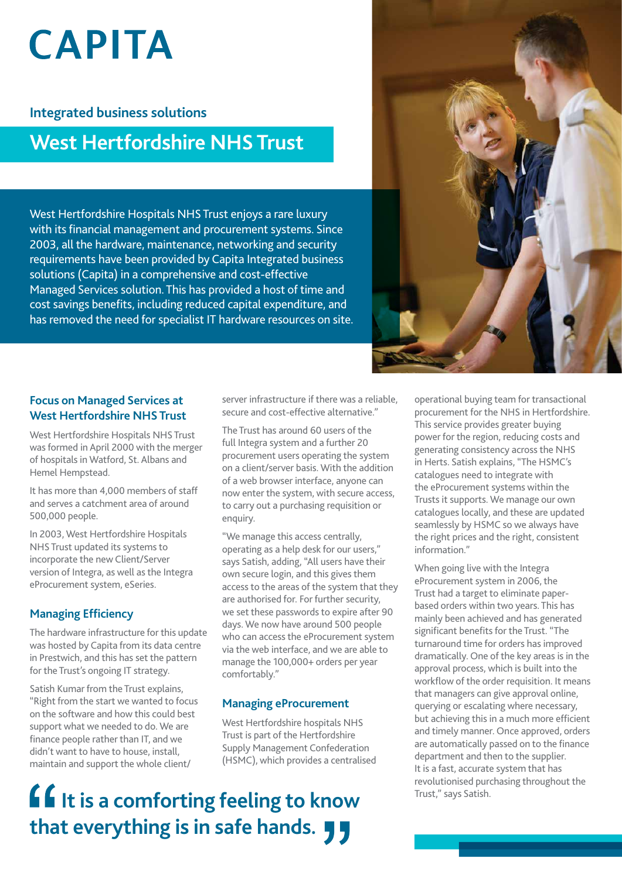# CAPITA

## Integrated business solutions

# West Hertfordshire NHS Trust

West Hertfordshire Hospitals NHS Trust enjoys a rare luxury with its financial management and procurement systems. Since 2003, all the hardware, maintenance, networking and security requirements have been provided by Capita Integrated business solutions (Capita) in a comprehensive and cost-effective Managed Services solution. This has provided a host of time and cost savings benefits, including reduced capital expenditure, and has removed the need for specialist IT hardware resources on site.

### Focus on Managed Services at West Hertfordshire NHS Trust

West Hertfordshire Hospitals NHS Trust was formed in April 2000 with the merger of hospitals in Watford, St. Albans and Hemel Hempstead.

It has more than 4,000 members of staff and serves a catchment area of around 500,000 people.

In 2003, West Hertfordshire Hospitals NHS Trust updated its systems to incorporate the new Client/Server version of Integra, as well as the Integra eProcurement system, eSeries.

### Managing Efficiency

The hardware infrastructure for this update was hosted by Capita from its data centre in Prestwich, and this has set the pattern for the Trust's ongoing IT strategy.

Satish Kumar from the Trust explains, "Right from the start we wanted to focus on the software and how this could best support what we needed to do. We are finance people rather than IT, and we didn't want to have to house, install, maintain and support the whole client/server infrastructure if there was a reliable, secure and cost-effective alternative."

The Trust has around 60 users of the full Integra system and a further 20 procurement users operating the system on a client/server basis. With the addition of a web browser interface, anyone can now enter the system, with secure access, to carry out a purchasing requisition or enquiry.

"We manage this access centrally, operating as a help desk for our users," says Satish, adding, "All users have their own secure login, and this gives them access to the areas of the system that they are authorised for. For further security, we set these passwords to expire after 90 days. We now have around 500 people who can access the eProcurement system via the web interface, and we are able to manage the 100,000+ orders per year comfortably."

### Managing eProcurement

West Hertfordshire hospitals NHS Trust is part of the Hertfordshire Supply Management Confederation (HSMC), which provides a centralised operational buying team for transactional procurement for the NHS in Hertfordshire. This service provides greater buying power for the region, reducing costs and generating consistency across the NHS in Herts. Satish explains, "The HSMC's catalogues need to integrate with the eProcurement systems within the Trusts it supports. We manage our own catalogues locally, and these are updated seamlessly by HSMC so we always have the right prices and the right, consistent information."

When going live with the Integra eProcurement system in 2006, the Trust had a target to eliminate paper-based orders within two years. This has mainly been achieved and has generated significant benefits for the Trust. "The turnaround time for orders has improved dramatically. One of the key areas is in the approval process, which is built into the workflow of the order requisition. It means that managers can give approval online, querying or escalating where necessary, but achieving this in a much more efficient and timely manner. Once approved, orders are automatically passed on to the finance department and then to the supplier. It is a fast, accurate system that has revolutionised purchasing throughout the Trust," says Satish.

> **"It is a comforting feeling to know that everything is in safe hands."**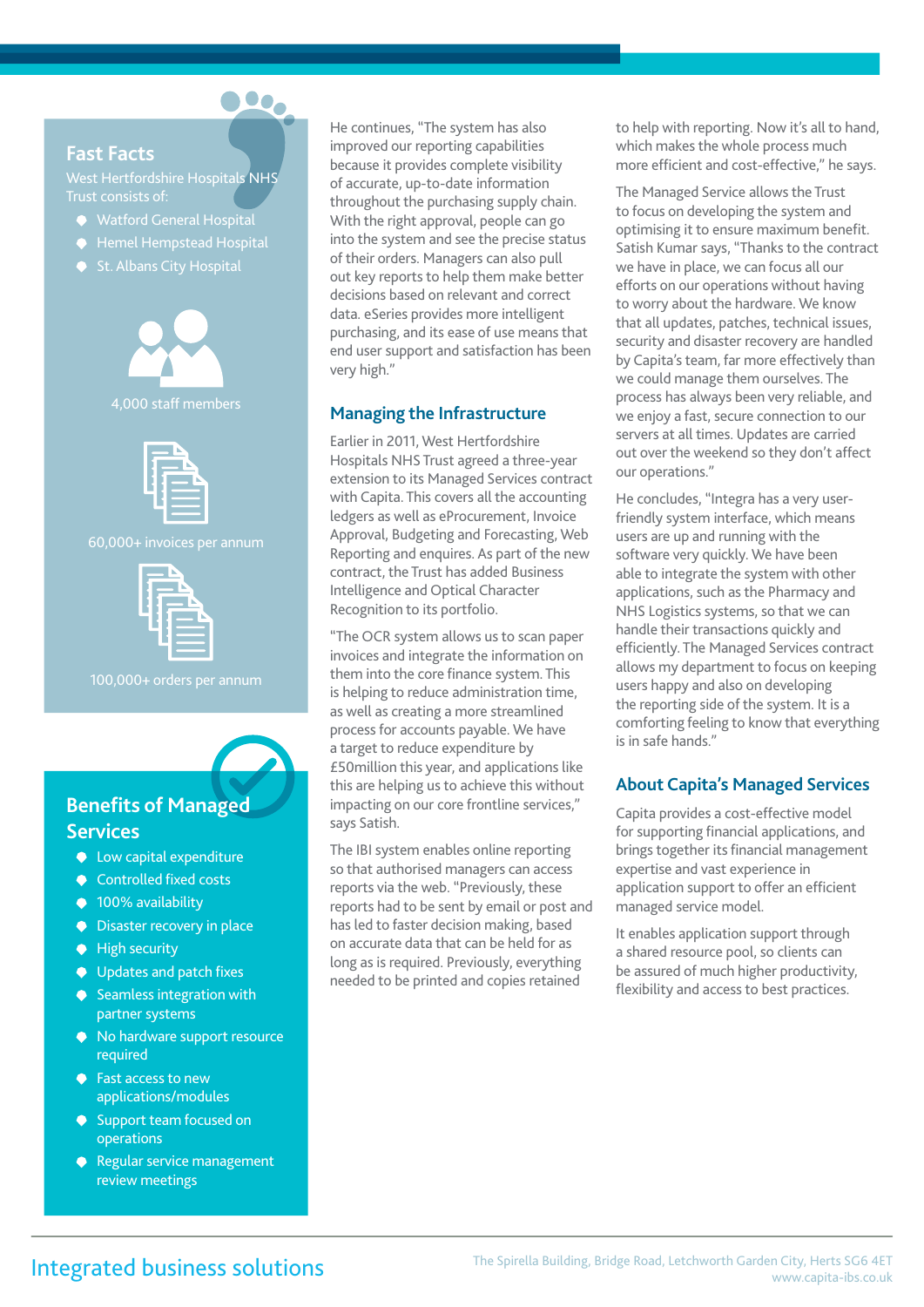## Fast Facts

West Hertfordshire Hospitals NHS Trust consists of:

- Watford General Hospital
- Hemel Hempstead Hospital
- St. Albans City Hospital

4,000 staff members

60,000+ invoices per annum

100,000+ orders per annum

## Benefits of Managed Services

- Low capital expenditure
- Controlled fixed costs
- 100% availability
- Disaster recovery in place
- High security
- Updates and patch fixes
- Seamless integration with partner systems
- No hardware support resource required
- Fast access to new applications/modules
- Support team focused on operations
- Regular service management review meetings

He continues, "The system has also improved our reporting capabilities because it provides complete visibility of accurate, up-to-date information throughout the purchasing supply chain. With the right approval, people can go into the system and see the precise status of their orders. Managers can also pull out key reports to help them make better decisions based on relevant and correct data. eSeries provides more intelligent purchasing, and its ease of use means that end user support and satisfaction has been very high."

## Managing the Infrastructure

Earlier in 2011, West Hertfordshire Hospitals NHS Trust agreed a three-year extension to its Managed Services contract with Capita. This covers all the accounting ledgers as well as eProcurement, Invoice Approval, Budgeting and Forecasting, Web Reporting and enquires. As part of the new contract, the Trust has added Business Intelligence and Optical Character Recognition to its portfolio.

"The OCR system allows us to scan paper invoices and integrate the information on them into the core finance system. This is helping to reduce administration time, as well as creating a more streamlined process for accounts payable. We have a target to reduce expenditure by £50million this year, and applications like this are helping us to achieve this without impacting on our core frontline services," says Satish.

The IBI system enables online reporting so that authorised managers can access reports via the web. "Previously, these reports had to be sent by email or post and has led to faster decision making, based on accurate data that can be held for as long as is required. Previously, everything needed to be printed and copies retained to help with reporting. Now it's all to hand, which makes the whole process much more efficient and cost-effective," he says.

The Managed Service allows the Trust to focus on developing the system and optimising it to ensure maximum benefit. Satish Kumar says, "Thanks to the contract we have in place, we can focus all our efforts on our operations without having to worry about the hardware. We know that all updates, patches, technical issues, security and disaster recovery are handled by Capita's team, far more effectively than we could manage them ourselves. The process has always been very reliable, and we enjoy a fast, secure connection to our servers at all times. Updates are carried out over the weekend so they don't affect our operations."

He concludes, "Integra has a very user-friendly system interface, which means users are up and running with the software very quickly. We have been able to integrate the system with other applications, such as the Pharmacy and NHS Logistics systems, so that we can handle their transactions quickly and efficiently. The Managed Services contract allows my department to focus on keeping users happy and also on developing the reporting side of the system. It is a comforting feeling to know that everything is in safe hands."

## About Capita's Managed Services

Capita provides a cost-effective model for supporting financial applications, and brings together its financial management expertise and vast experience in application support to offer an efficient managed service model.

It enables application support through a shared resource pool, so clients can be assured of much higher productivity, flexibility and access to best practices.

Integrated business solutions

The Spirella Building, Bridge Road, Letchworth Garden City, Herts SG6 4ET
www.capita-ibs.co.uk